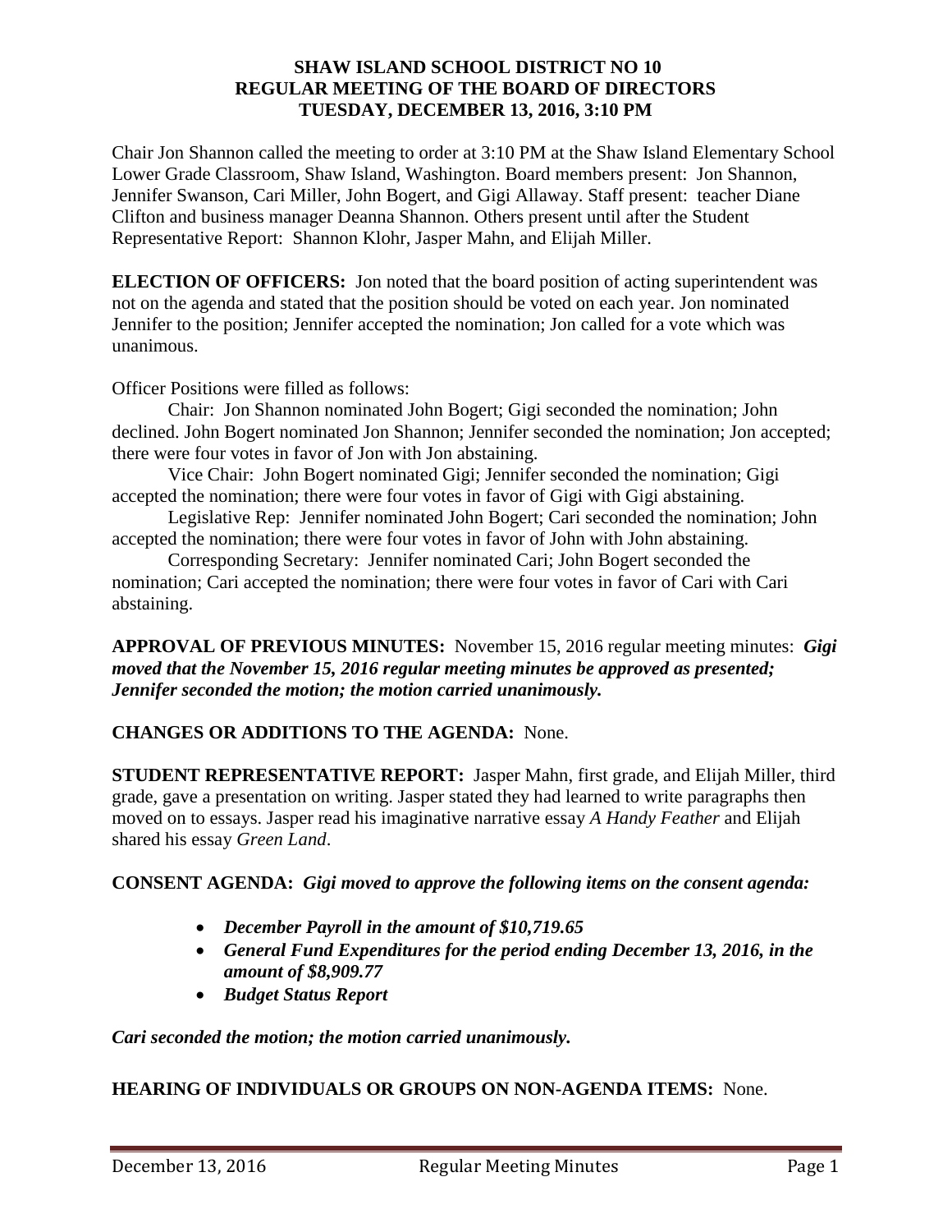# SHAW ISLAND SCHOOL DISTRICT NO 10
# REGULAR MEETING OF THE BOARD OF DIRECTORS
# TUESDAY, DECEMBER 13, 2016, 3:10 PM

Chair Jon Shannon called the meeting to order at 3:10 PM at the Shaw Island Elementary School Lower Grade Classroom, Shaw Island, Washington. Board members present: Jon Shannon, Jennifer Swanson, Cari Miller, John Bogert, and Gigi Allaway. Staff present: teacher Diane Clifton and business manager Deanna Shannon. Others present until after the Student Representative Report: Shannon Klohr, Jasper Mahn, and Elijah Miller.

**ELECTION OF OFFICERS:** Jon noted that the board position of acting superintendent was not on the agenda and stated that the position should be voted on each year. Jon nominated Jennifer to the position; Jennifer accepted the nomination; Jon called for a vote which was unanimous.

Officer Positions were filled as follows:

Chair: Jon Shannon nominated John Bogert; Gigi seconded the nomination; John declined. John Bogert nominated Jon Shannon; Jennifer seconded the nomination; Jon accepted; there were four votes in favor of Jon with Jon abstaining.

Vice Chair: John Bogert nominated Gigi; Jennifer seconded the nomination; Gigi accepted the nomination; there were four votes in favor of Gigi with Gigi abstaining.

Legislative Rep: Jennifer nominated John Bogert; Cari seconded the nomination; John accepted the nomination; there were four votes in favor of John with John abstaining.

Corresponding Secretary: Jennifer nominated Cari; John Bogert seconded the nomination; Cari accepted the nomination; there were four votes in favor of Cari with Cari abstaining.

**APPROVAL OF PREVIOUS MINUTES:** November 15, 2016 regular meeting minutes: ***Gigi moved that the November 15, 2016 regular meeting minutes be approved as presented; Jennifer seconded the motion; the motion carried unanimously.***

**CHANGES OR ADDITIONS TO THE AGENDA:** None.

**STUDENT REPRESENTATIVE REPORT:** Jasper Mahn, first grade, and Elijah Miller, third grade, gave a presentation on writing. Jasper stated they had learned to write paragraphs then moved on to essays. Jasper read his imaginative narrative essay *A Handy Feather* and Elijah shared his essay *Green Land*.

**CONSENT AGENDA:** ***Gigi moved to approve the following items on the consent agenda:***

- ***December Payroll in the amount of $10,719.65***
- ***General Fund Expenditures for the period ending December 13, 2016, in the amount of $8,909.77***
- ***Budget Status Report***

***Cari seconded the motion; the motion carried unanimously.***

**HEARING OF INDIVIDUALS OR GROUPS ON NON-AGENDA ITEMS:** None.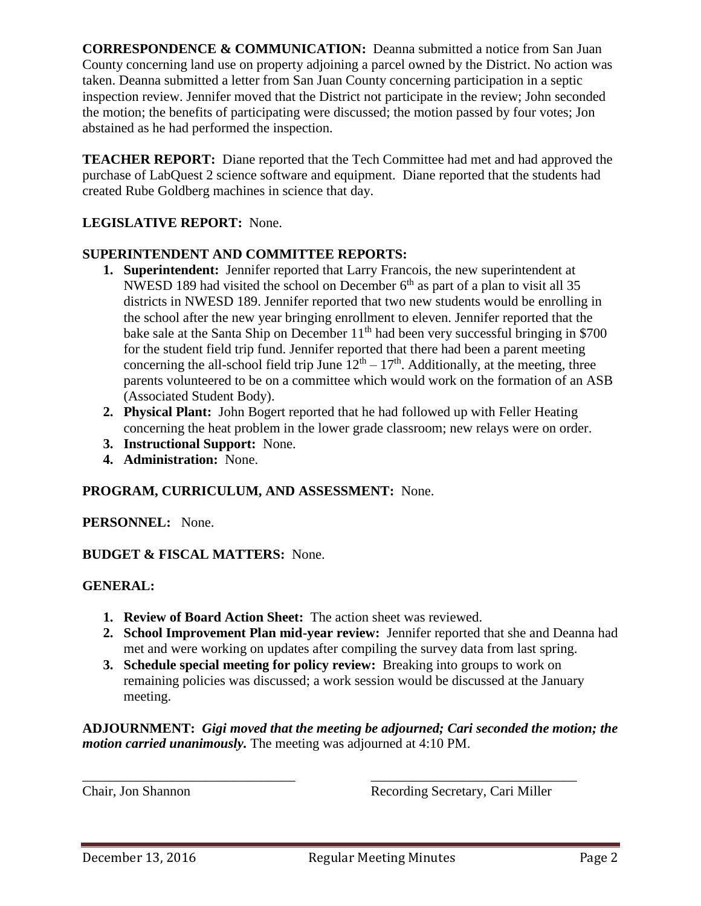**CORRESPONDENCE & COMMUNICATION:** Deanna submitted a notice from San Juan County concerning land use on property adjoining a parcel owned by the District. No action was taken. Deanna submitted a letter from San Juan County concerning participation in a septic inspection review. Jennifer moved that the District not participate in the review; John seconded the motion; the benefits of participating were discussed; the motion passed by four votes; Jon abstained as he had performed the inspection.

**TEACHER REPORT:** Diane reported that the Tech Committee had met and had approved the purchase of LabQuest 2 science software and equipment. Diane reported that the students had created Rube Goldberg machines in science that day.

**LEGISLATIVE REPORT:** None.

**SUPERINTENDENT AND COMMITTEE REPORTS:**

1. **Superintendent:** Jennifer reported that Larry Francois, the new superintendent at NWESD 189 had visited the school on December 6th as part of a plan to visit all 35 districts in NWESD 189. Jennifer reported that two new students would be enrolling in the school after the new year bringing enrollment to eleven. Jennifer reported that the bake sale at the Santa Ship on December 11th had been very successful bringing in $700 for the student field trip fund. Jennifer reported that there had been a parent meeting concerning the all-school field trip June 12th – 17th. Additionally, at the meeting, three parents volunteered to be on a committee which would work on the formation of an ASB (Associated Student Body).
2. **Physical Plant:** John Bogert reported that he had followed up with Feller Heating concerning the heat problem in the lower grade classroom; new relays were on order.
3. **Instructional Support:** None.
4. **Administration:** None.

**PROGRAM, CURRICULUM, AND ASSESSMENT:** None.

**PERSONNEL:** None.

**BUDGET & FISCAL MATTERS:** None.

**GENERAL:**

1. **Review of Board Action Sheet:** The action sheet was reviewed.
2. **School Improvement Plan mid-year review:** Jennifer reported that she and Deanna had met and were working on updates after compiling the survey data from last spring.
3. **Schedule special meeting for policy review:** Breaking into groups to work on remaining policies was discussed; a work session would be discussed at the January meeting.

**ADJOURNMENT:** ***Gigi moved that the meeting be adjourned; Cari seconded the motion; the motion carried unanimously.*** The meeting was adjourned at 4:10 PM.

\_\_\_\_\_\_\_\_\_\_\_\_\_\_\_\_\_\_\_\_\_\_\_\_\_\_\_\_\_\_\_ Chair, Jon Shannon

\_\_\_\_\_\_\_\_\_\_\_\_\_\_\_\_\_\_\_\_\_\_\_\_\_\_\_\_\_\_\_ Recording Secretary, Cari Miller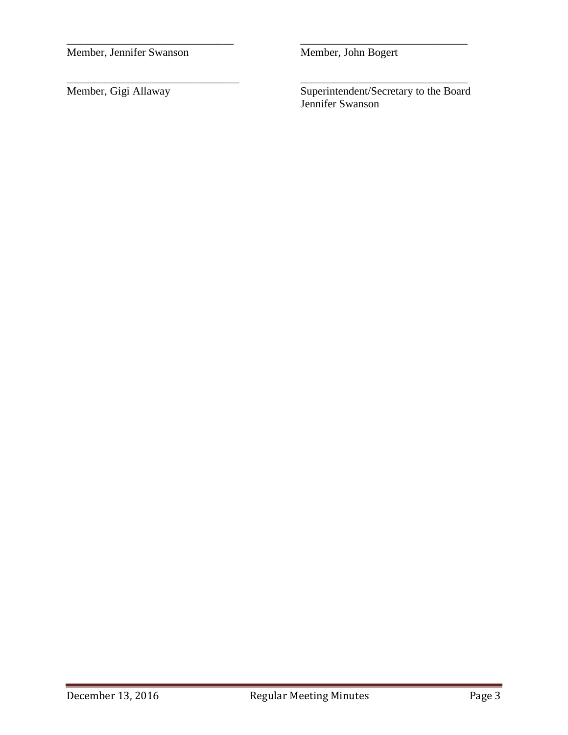_______________________________ &nbsp;&nbsp;&nbsp;&nbsp;&nbsp;&nbsp;&nbsp;&nbsp; _______________________________
Member, Jennifer Swanson &nbsp;&nbsp;&nbsp;&nbsp;&nbsp;&nbsp;&nbsp;&nbsp; Member, John Bogert

_______________________________ &nbsp;&nbsp;&nbsp;&nbsp;&nbsp;&nbsp;&nbsp;&nbsp; _______________________________
Member, Gigi Allaway &nbsp;&nbsp;&nbsp;&nbsp;&nbsp;&nbsp;&nbsp;&nbsp; Superintendent/Secretary to the Board
Jennifer Swanson